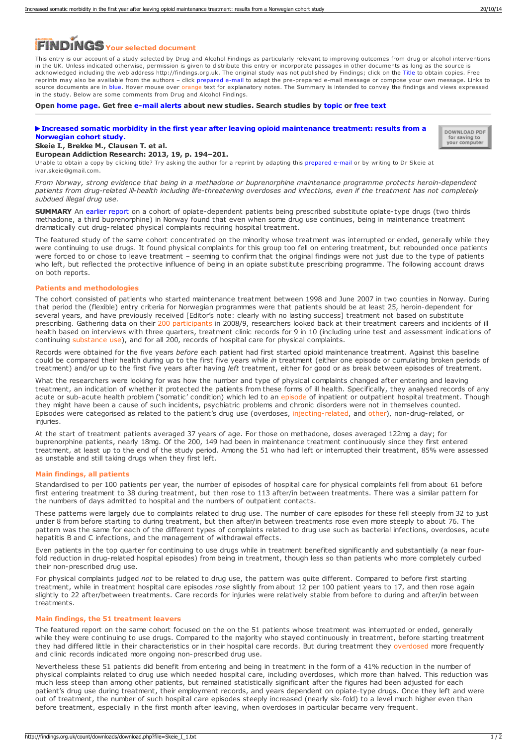# FINDINGS Your selected document

This entry is our account of a study selected by Drug and Alcohol Findings as particularly relevant to improving outcomes from drug or alcohol interventions in the UK. Unless indicated otherwise, permission is given to distribute this entry or incorporate passages in other documents as long as the source is acknowledged including the web address http://findings.org.uk. The original study was not published by Findings; click on the Title to obtain copies. Free reprints may also be available from the authors – click prepared e-mail to adapt the pre-prepared e-mail message or compose your own message. Links to source documents are in blue. Hover mouse over orange text for explanatory notes. The Summary is intended to convey the findings and views expressed in the study. Below are some comments from Drug and Alcohol Findings.

**Open home page. Get free e-mail alerts about new studies. Search studies by topic or free text**

## ▶ Increased somatic morbidity in the first year after leaving opioid maintenance treatment: results from a Norwegian cohort study.

DOWNLOAD PDF for saving to your computer

**Skeie I., Brekke M., Clausen T. et al.**

**European Addiction Research: 2013, 19, p. 194–201.**

Unable to obtain a copy by clicking title? Try asking the author for a reprint by adapting this prepared e-mail or by writing to Dr Skeie at ivar.skeie@gmail.com.

*From Norway, strong evidence that being in a methadone or buprenorphine maintenance programme protects heroin-dependent patients from drug-related ill-health including life-threatening overdoses and infections, even if the treatment has not completely subdued illegal drug use.*

**SUMMARY** An earlier report on a cohort of opiate-dependent patients being prescribed substitute opiate-type drugs (two thirds methadone, a third buprenorphine) in Norway found that even when some drug use continues, being in maintenance treatment dramatically cut drug-related physical complaints requiring hospital treatment.

The featured study of the same cohort concentrated on the minority whose treatment was interrupted or ended, generally while they were continuing to use drugs. It found physical complaints for this group too fell on entering treatment, but rebounded once patients were forced to or chose to leave treatment – seeming to confirm that the original findings were not just due to the type of patients who left, but reflected the protective influence of being in an opiate substitute prescribing programme. The following account draws on both reports.

### Patients and methodologies

The cohort consisted of patients who started maintenance treatment between 1998 and June 2007 in two counties in Norway. During that period the (flexible) entry criteria for Norwegian programmes were that patients should be at least 25, heroin-dependent for several years, and have previously received [Editor's note: clearly with no lasting success] treatment not based on substitute prescribing. Gathering data on their 200 participants in 2008/9, researchers looked back at their treatment careers and incidents of ill health based on interviews with three quarters, treatment clinic records for 9 in 10 (including urine test and assessment indications of continuing substance use), and for all 200, records of hospital care for physical complaints.

Records were obtained for the five years *before* each patient had first started opioid maintenance treatment. Against this baseline could be compared their health during up to the first five years while *in* treatment (either one episode or cumulating broken periods of treatment) and/or up to the first five years after having *left* treatment, either for good or as break between episodes of treatment.

What the researchers were looking for was how the number and type of physical complaints changed after entering and leaving treatment, an indication of whether it protected the patients from these forms of ill health. Specifically, they analysed records of any acute or sub-acute health problem ('somatic' condition) which led to an episode of inpatient or outpatient hospital treatment. Though they might have been a cause of such incidents, psychiatric problems and chronic disorders were not in themselves counted. Episodes were categorised as related to the patient's drug use (overdoses, injecting-related, and other), non-drug-related, or injuries.

At the start of treatment patients averaged 37 years of age. For those on methadone, doses averaged 122mg a day; for buprenorphine patients, nearly 18mg. Of the 200, 149 had been in maintenance treatment continuously since they first entered treatment, at least up to the end of the study period. Among the 51 who had left or interrupted their treatment, 85% were assessed as unstable and still taking drugs when they first left.

### Main findings, all patients

Standardised to per 100 patients per year, the number of episodes of hospital care for physical complaints fell from about 61 before first entering treatment to 38 during treatment, but then rose to 113 after/in between treatments. There was a similar pattern for the numbers of days admitted to hospital and the numbers of outpatient contacts.

These patterns were largely due to complaints related to drug use. The number of care episodes for these fell steeply from 32 to just under 8 from before starting to during treatment, but then after/in between treatments rose even more steeply to about 76. The pattern was the same for each of the different types of complaints related to drug use such as bacterial infections, overdoses, acute hepatitis B and C infections, and the management of withdrawal effects.

Even patients in the top quarter for continuing to use drugs while in treatment benefited significantly and substantially (a near four-fold reduction in drug-related hospital episodes) from being in treatment, though less so than patients who more completely curbed their non-prescribed drug use.

For physical complaints judged *not* to be related to drug use, the pattern was quite different. Compared to before first starting treatment, while in treatment hospital care episodes *rose* slightly from about 12 per 100 patient years to 17, and then rose again slightly to 22 after/between treatments. Care records for injuries were relatively stable from before to during and after/in between treatments.

### Main findings, the 51 treatment leavers

The featured report on the same cohort focused on the on the 51 patients whose treatment was interrupted or ended, generally while they were continuing to use drugs. Compared to the majority who stayed continuously in treatment, before starting treatment they had differed little in their characteristics or in their hospital care records. But during treatment they overdosed more frequently and clinic records indicated more ongoing non-prescribed drug use.

Nevertheless these 51 patients did benefit from entering and being in treatment in the form of a 41% reduction in the number of physical complaints related to drug use which needed hospital care, including overdoses, which more than halved. This reduction was much less steep than among other patients, but remained statistically significant after the figures had been adjusted for each patient's drug use during treatment, their employment records, and years dependent on opiate-type drugs. Once they left and were out of treatment, the number of such hospital care episodes steeply increased (nearly six-fold) to a level much higher even than before treatment, especially in the first month after leaving, when overdoses in particular became very frequent.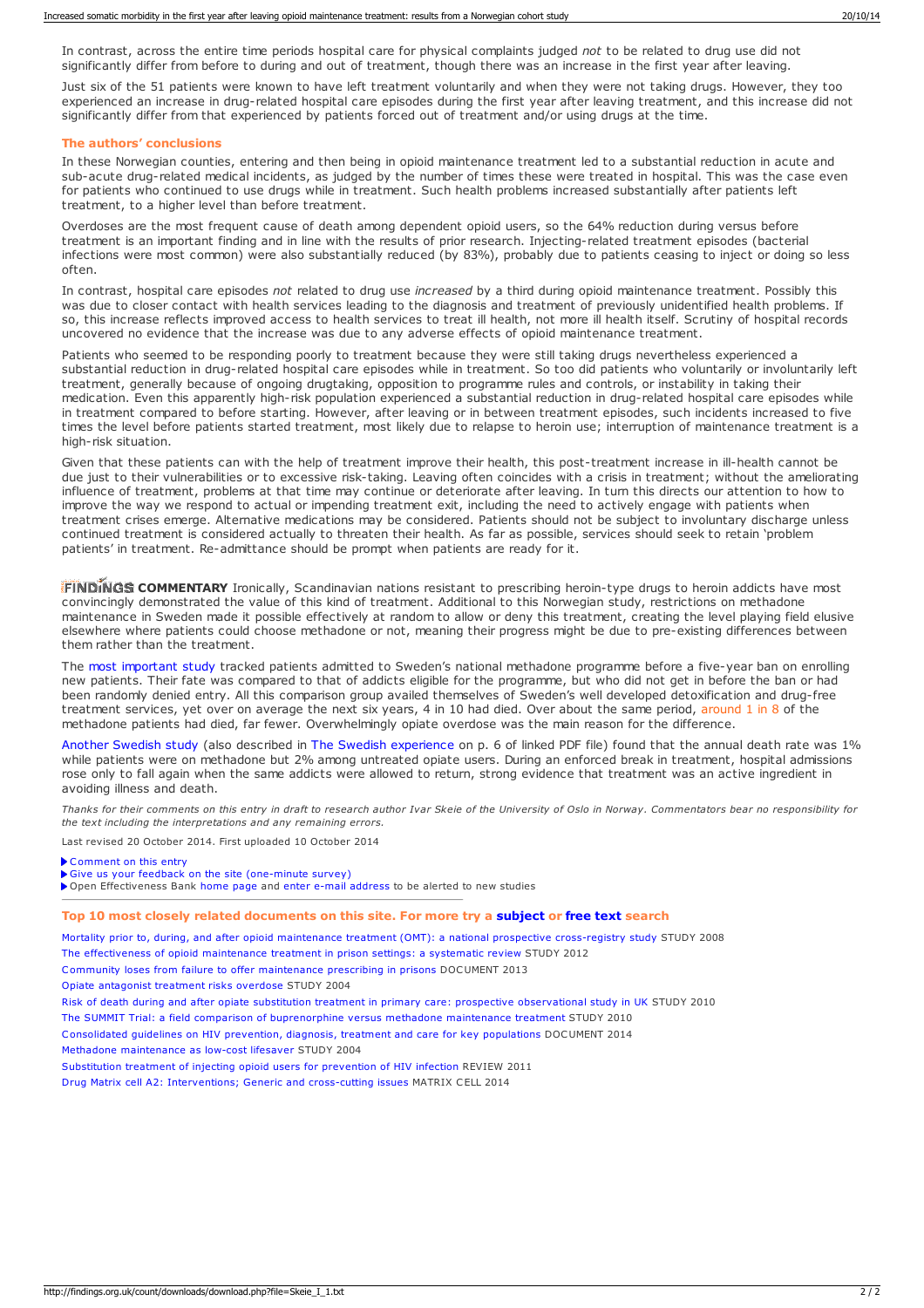In contrast, across the entire time periods hospital care for physical complaints judged *not* to be related to drug use did not significantly differ from before to during and out of treatment, though there was an increase in the first year after leaving.

Just six of the 51 patients were known to have left treatment voluntarily and when they were not taking drugs. However, they too experienced an increase in drug-related hospital care episodes during the first year after leaving treatment, and this increase did not significantly differ from that experienced by patients forced out of treatment and/or using drugs at the time.

### The authors' conclusions

In these Norwegian counties, entering and then being in opioid maintenance treatment led to a substantial reduction in acute and sub-acute drug-related medical incidents, as judged by the number of times these were treated in hospital. This was the case even for patients who continued to use drugs while in treatment. Such health problems increased substantially after patients left treatment, to a higher level than before treatment.

Overdoses are the most frequent cause of death among dependent opioid users, so the 64% reduction during versus before treatment is an important finding and in line with the results of prior research. Injecting-related treatment episodes (bacterial infections were most common) were also substantially reduced (by 83%), probably due to patients ceasing to inject or doing so less often.

In contrast, hospital care episodes *not* related to drug use *increased* by a third during opioid maintenance treatment. Possibly this was due to closer contact with health services leading to the diagnosis and treatment of previously unidentified health problems. If so, this increase reflects improved access to health services to treat ill health, not more ill health itself. Scrutiny of hospital records uncovered no evidence that the increase was due to any adverse effects of opioid maintenance treatment.

Patients who seemed to be responding poorly to treatment because they were still taking drugs nevertheless experienced a substantial reduction in drug-related hospital care episodes while in treatment. So too did patients who voluntarily or involuntarily left treatment, generally because of ongoing drugtaking, opposition to programme rules and controls, or instability in taking their medication. Even this apparently high-risk population experienced a substantial reduction in drug-related hospital care episodes while in treatment compared to before starting. However, after leaving or in between treatment episodes, such incidents increased to five times the level before patients started treatment, most likely due to relapse to heroin use; interruption of maintenance treatment is a high-risk situation.

Given that these patients can with the help of treatment improve their health, this post-treatment increase in ill-health cannot be due just to their vulnerabilities or to excessive risk-taking. Leaving often coincides with a crisis in treatment; without the ameliorating influence of treatment, problems at that time may continue or deteriorate after leaving. In turn this directs our attention to how to improve the way we respond to actual or impending treatment exit, including the need to actively engage with patients when treatment crises emerge. Alternative medications may be considered. Patients should not be subject to involuntary discharge unless continued treatment is considered actually to threaten their health. As far as possible, services should seek to retain 'problem patients' in treatment. Re-admittance should be prompt when patients are ready for it.

**FINDINGS COMMENTARY** Ironically, Scandinavian nations resistant to prescribing heroin-type drugs to heroin addicts have most convincingly demonstrated the value of this kind of treatment. Additional to this Norwegian study, restrictions on methadone maintenance in Sweden made it possible effectively at random to allow or deny this treatment, creating the level playing field elusive elsewhere where patients could choose methadone or not, meaning their progress might be due to pre-existing differences between them rather than the treatment.

The most important study tracked patients admitted to Sweden's national methadone programme before a five-year ban on enrolling new patients. Their fate was compared to that of addicts eligible for the programme, but who did not get in before the ban or had been randomly denied entry. All this comparison group availed themselves of Sweden's well developed detoxification and drug-free treatment services, yet over on average the next six years, 4 in 10 had died. Over about the same period, around 1 in 8 of the methadone patients had died, far fewer. Overwhelmingly opiate overdose was the main reason for the difference.

Another Swedish study (also described in The Swedish experience on p. 6 of linked PDF file) found that the annual death rate was 1% while patients were on methadone but 2% among untreated opiate users. During an enforced break in treatment, hospital admissions rose only to fall again when the same addicts were allowed to return, strong evidence that treatment was an active ingredient in avoiding illness and death.

*Thanks for their comments on this entry in draft to research author Ivar Skeie of the University of Oslo in Norway. Commentators bear no responsibility for the text including the interpretations and any remaining errors.*

Last revised 20 October 2014. First uploaded 10 October 2014

- Comment on this entry
- Give us your feedback on the site (one-minute survey)
- Open Effectiveness Bank home page and enter e-mail address to be alerted to new studies

### Top 10 most closely related documents on this site. For more try a subject or free text search

Mortality prior to, during, and after opioid maintenance treatment (OMT): a national prospective cross-registry study STUDY 2008

The effectiveness of opioid maintenance treatment in prison settings: a systematic review STUDY 2012

Community loses from failure to offer maintenance prescribing in prisons DOCUMENT 2013

Opiate antagonist treatment risks overdose STUDY 2004

Risk of death during and after opiate substitution treatment in primary care: prospective observational study in UK STUDY 2010

The SUMMIT Trial: a field comparison of buprenorphine versus methadone maintenance treatment STUDY 2010

Consolidated guidelines on HIV prevention, diagnosis, treatment and care for key populations DOCUMENT 2014

Methadone maintenance as low-cost lifesaver STUDY 2004

Substitution treatment of injecting opioid users for prevention of HIV infection REVIEW 2011

Drug Matrix cell A2: Interventions; Generic and cross-cutting issues MATRIX CELL 2014